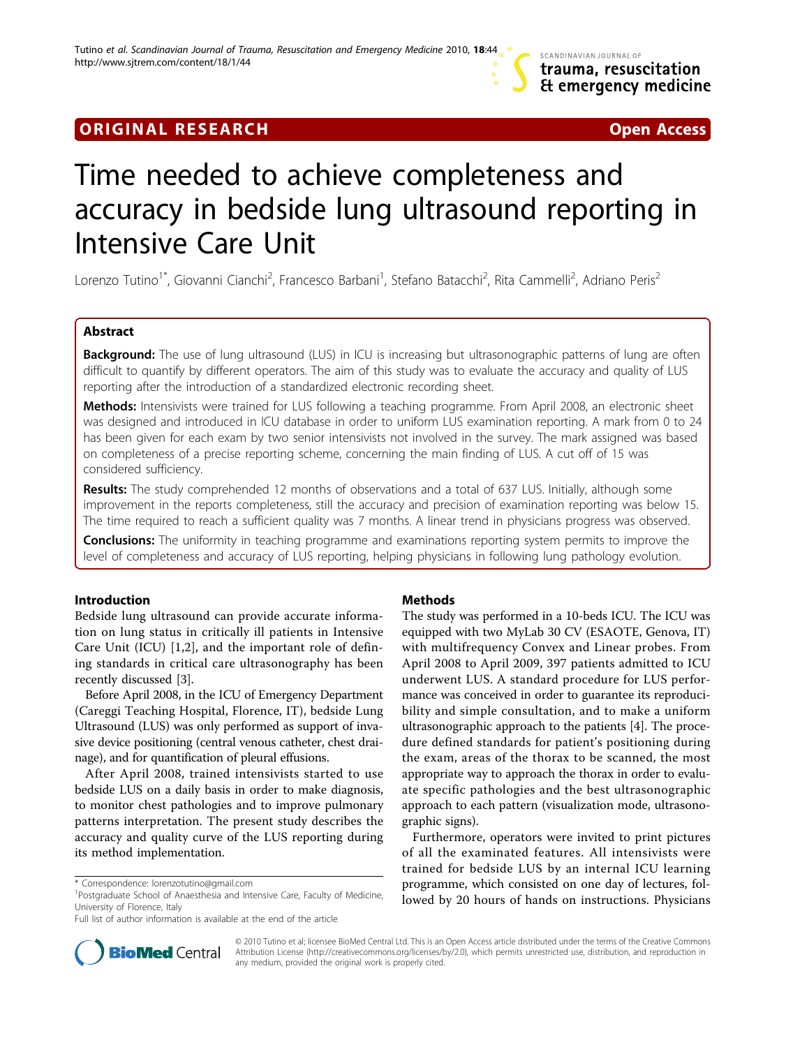ORIGINAL RESEARCH Open Access

# Time needed to achieve completeness and accuracy in bedside lung ultrasound reporting in Intensive Care Unit

Lorenzo Tutino[1*], Giovanni Cianchi[2], Francesco Barbani[1], Stefano Batacchi[2], Rita Cammelli[2], Adriano Peris[2]

## Abstract

**Background:** The use of lung ultrasound (LUS) in ICU is increasing but ultrasonographic patterns of lung are often difficult to quantify by different operators. The aim of this study was to evaluate the accuracy and quality of LUS reporting after the introduction of a standardized electronic recording sheet.

**Methods:** Intensivists were trained for LUS following a teaching programme. From April 2008, an electronic sheet was designed and introduced in ICU database in order to uniform LUS examination reporting. A mark from 0 to 24 has been given for each exam by two senior intensivists not involved in the survey. The mark assigned was based on completeness of a precise reporting scheme, concerning the main finding of LUS. A cut off of 15 was considered sufficiency.

**Results:** The study comprehended 12 months of observations and a total of 637 LUS. Initially, although some improvement in the reports completeness, still the accuracy and precision of examination reporting was below 15. The time required to reach a sufficient quality was 7 months. A linear trend in physicians progress was observed.

**Conclusions:** The uniformity in teaching programme and examinations reporting system permits to improve the level of completeness and accuracy of LUS reporting, helping physicians in following lung pathology evolution.

## Introduction

Bedside lung ultrasound can provide accurate information on lung status in critically ill patients in Intensive Care Unit (ICU) [1,2], and the important role of defining standards in critical care ultrasonography has been recently discussed [3].

Before April 2008, in the ICU of Emergency Department (Careggi Teaching Hospital, Florence, IT), bedside Lung Ultrasound (LUS) was only performed as support of invasive device positioning (central venous catheter, chest drainage), and for quantification of pleural effusions.

After April 2008, trained intensivists started to use bedside LUS on a daily basis in order to make diagnosis, to monitor chest pathologies and to improve pulmonary patterns interpretation. The present study describes the accuracy and quality curve of the LUS reporting during its method implementation.

## Methods

The study was performed in a 10-beds ICU. The ICU was equipped with two MyLab 30 CV (ESAOTE, Genova, IT) with multifrequency Convex and Linear probes. From April 2008 to April 2009, 397 patients admitted to ICU underwent LUS. A standard procedure for LUS performance was conceived in order to guarantee its reproducibility and simple consultation, and to make a uniform ultrasonographic approach to the patients [4]. The procedure defined standards for patient's positioning during the exam, areas of the thorax to be scanned, the most appropriate way to approach the thorax in order to evaluate specific pathologies and the best ultrasonographic approach to each pattern (visualization mode, ultrasonographic signs).

Furthermore, operators were invited to print pictures of all the examinated features. All intensivists were trained for bedside LUS by an internal ICU learning programme, which consisted on one day of lectures, followed by 20 hours of hands on instructions. Physicians

* Correspondence: lorenzotutino@gmail.com
[1]Postgraduate School of Anaesthesia and Intensive Care, Faculty of Medicine, University of Florence, Italy

Full list of author information is available at the end of the article

© 2010 Tutino et al; licensee BioMed Central Ltd. This is an Open Access article distributed under the terms of the Creative Commons Attribution License (http://creativecommons.org/licenses/by/2.0), which permits unrestricted use, distribution, and reproduction in any medium, provided the original work is properly cited.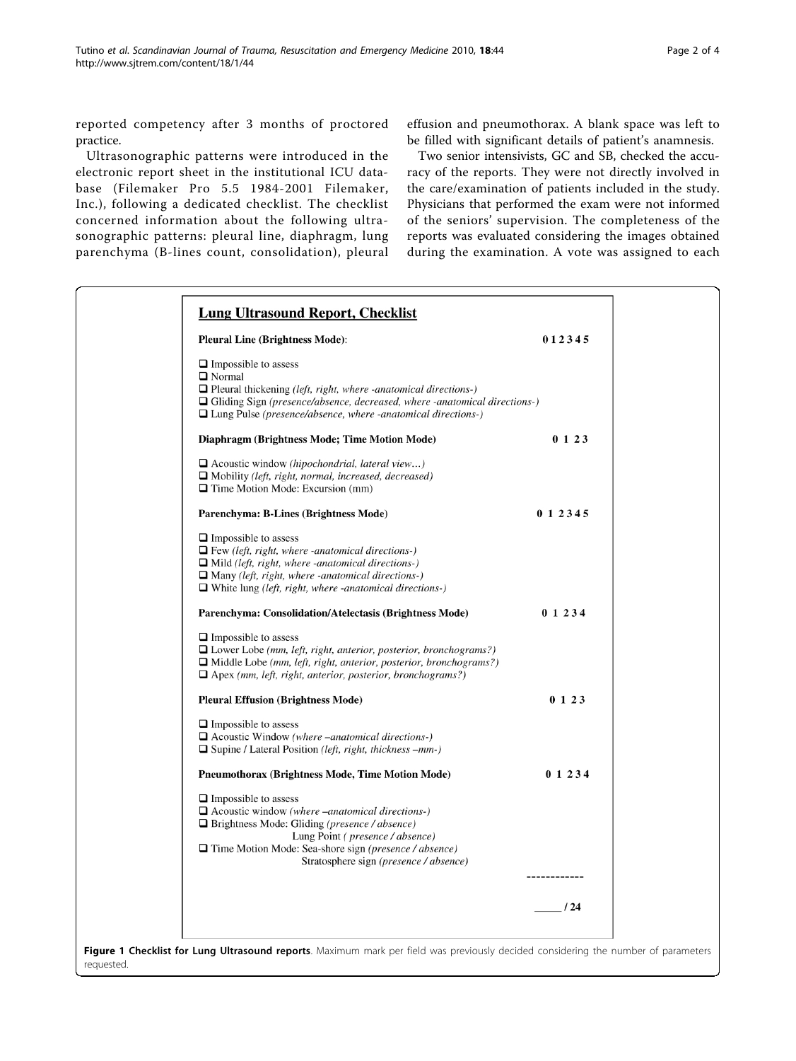reported competency after 3 months of proctored practice.

Ultrasonographic patterns were introduced in the electronic report sheet in the institutional ICU database (Filemaker Pro 5.5 1984-2001 Filemaker, Inc.), following a dedicated checklist. The checklist concerned information about the following ultrasonographic patterns: pleural line, diaphragm, lung parenchyma (B-lines count, consolidation), pleural effusion and pneumothorax. A blank space was left to be filled with significant details of patient's anamnesis.

Two senior intensivists, GC and SB, checked the accuracy of the reports. They were not directly involved in the care/examination of patients included in the study. Physicians that performed the exam were not informed of the seniors' supervision. The completeness of the reports was evaluated considering the images obtained during the examination. A vote was assigned to each

## Lung Ultrasound Report, Checklist

**Pleural Line (Brightness Mode):** **0 1 2 3 4 5**

- ❑ Impossible to assess
- ❑ Normal
- ❑ Pleural thickening *(left, right, where -anatomical directions-)*
- ❑ Gliding Sign *(presence/absence, decreased, where -anatomical directions-)*
- ❑ Lung Pulse *(presence/absence, where -anatomical directions-)*

**Diaphragm (Brightness Mode; Time Motion Mode)** **0 1 2 3**

- ❑ Acoustic window *(hipochondrial, lateral view…)*
- ❑ Mobility *(left, right, normal, increased, decreased)*
- ❑ Time Motion Mode: Excursion (mm)

**Parenchyma: B-Lines (Brightness Mode)** **0 1 2 3 4 5**

- ❑ Impossible to assess
- ❑ Few *(left, right, where -anatomical directions-)*
- ❑ Mild *(left, right, where -anatomical directions-)*
- ❑ Many *(left, right, where -anatomical directions-)*
- ❑ White lung *(left, right, where -anatomical directions-)*

**Parenchyma: Consolidation/Atelectasis (Brightness Mode)** **0 1 2 3 4**

- ❑ Impossible to assess
- ❑ Lower Lobe *(mm, left, right, anterior, posterior, bronchograms?)*
- ❑ Middle Lobe *(mm, left, right, anterior, posterior, bronchograms?)*
- ❑ Apex *(mm, left, right, anterior, posterior, bronchograms?)*

**Pleural Effusion (Brightness Mode)** **0 1 2 3**

- ❑ Impossible to assess
- ❑ Acoustic Window *(where –anatomical directions-)*
- ❑ Supine / Lateral Position *(left, right, thickness –mm-)*

**Pneumothorax (Brightness Mode, Time Motion Mode)** **0 1 2 3 4**

- ❑ Impossible to assess
- ❑ Acoustic window *(where –anatomical directions-)*
- ❑ Brightness Mode: Gliding *(presence / absence)*
  Lung Point *( presence / absence)*
- ❑ Time Motion Mode: Sea-shore sign *(presence / absence)*
  Stratosphere sign *(presence / absence)*

------------

_____ / 24

**Figure 1 Checklist for Lung Ultrasound reports**. Maximum mark per field was previously decided considering the number of parameters requested.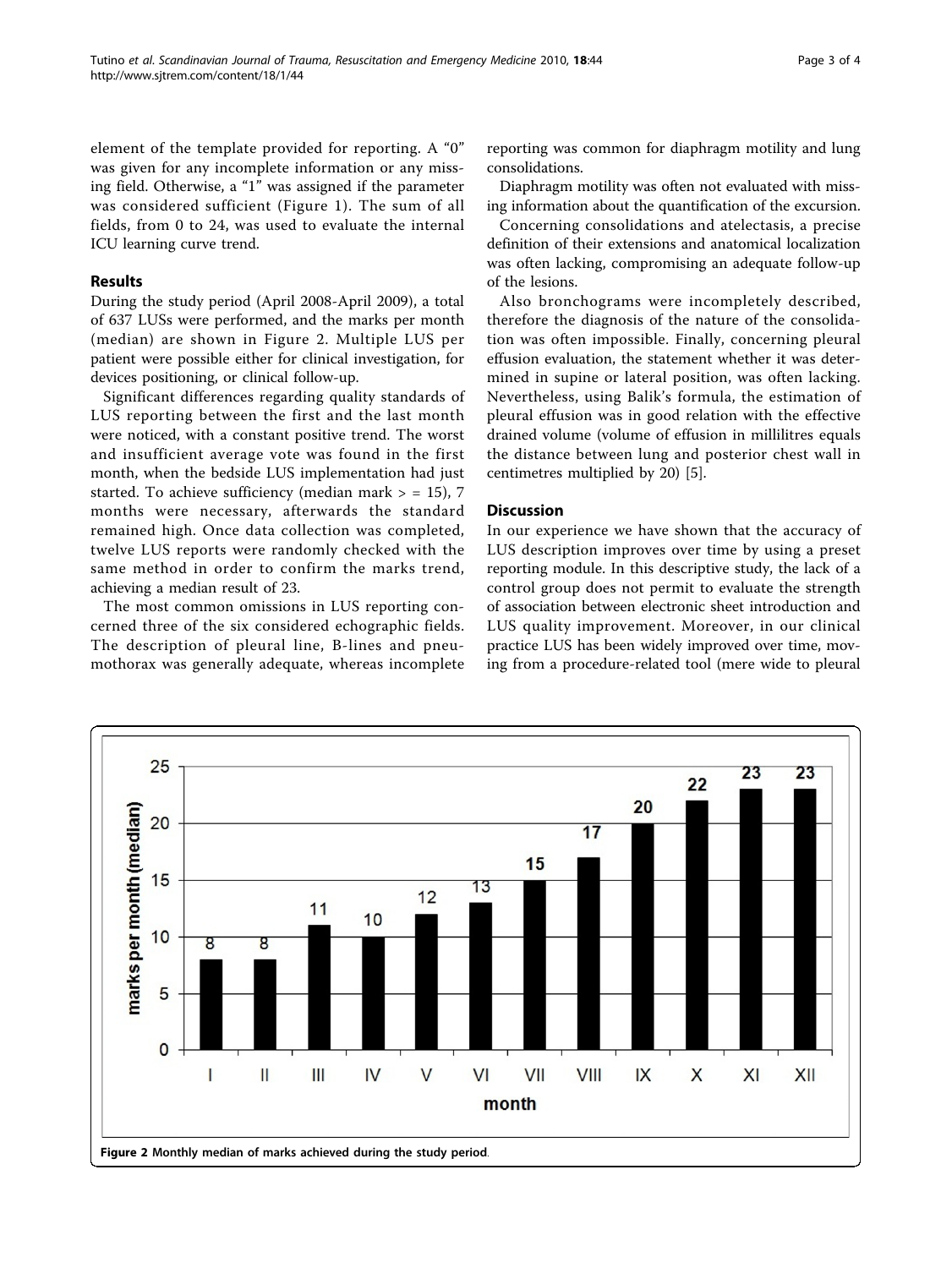element of the template provided for reporting. A "0" was given for any incomplete information or any missing field. Otherwise, a "1" was assigned if the parameter was considered sufficient (Figure 1). The sum of all fields, from 0 to 24, was used to evaluate the internal ICU learning curve trend.

## Results

During the study period (April 2008-April 2009), a total of 637 LUSs were performed, and the marks per month (median) are shown in Figure 2. Multiple LUS per patient were possible either for clinical investigation, for devices positioning, or clinical follow-up.

Significant differences regarding quality standards of LUS reporting between the first and the last month were noticed, with a constant positive trend. The worst and insufficient average vote was found in the first month, when the bedside LUS implementation had just started. To achieve sufficiency (median mark > = 15), 7 months were necessary, afterwards the standard remained high. Once data collection was completed, twelve LUS reports were randomly checked with the same method in order to confirm the marks trend, achieving a median result of 23.

The most common omissions in LUS reporting concerned three of the six considered echographic fields. The description of pleural line, B-lines and pneumothorax was generally adequate, whereas incomplete reporting was common for diaphragm motility and lung consolidations.

Diaphragm motility was often not evaluated with missing information about the quantification of the excursion.

Concerning consolidations and atelectasis, a precise definition of their extensions and anatomical localization was often lacking, compromising an adequate follow-up of the lesions.

Also bronchograms were incompletely described, therefore the diagnosis of the nature of the consolidation was often impossible. Finally, concerning pleural effusion evaluation, the statement whether it was determined in supine or lateral position, was often lacking. Nevertheless, using Balik's formula, the estimation of pleural effusion was in good relation with the effective drained volume (volume of effusion in millilitres equals the distance between lung and posterior chest wall in centimetres multiplied by 20) [5].

## Discussion

In our experience we have shown that the accuracy of LUS description improves over time by using a preset reporting module. In this descriptive study, the lack of a control group does not permit to evaluate the strength of association between electronic sheet introduction and LUS quality improvement. Moreover, in our clinical practice LUS has been widely improved over time, moving from a procedure-related tool (mere wide to pleural

| month | I | II | III | IV | V | VI | VII | VIII | IX | X | XI | XII |
|---|---|---|---|---|---|---|---|---|---|---|---|---|
| marks per month (median) | 8 | 8 | 11 | 10 | 12 | 13 | 15 | 17 | 20 | 22 | 23 | 23 |

**Figure 2** Monthly median of marks achieved during the study period.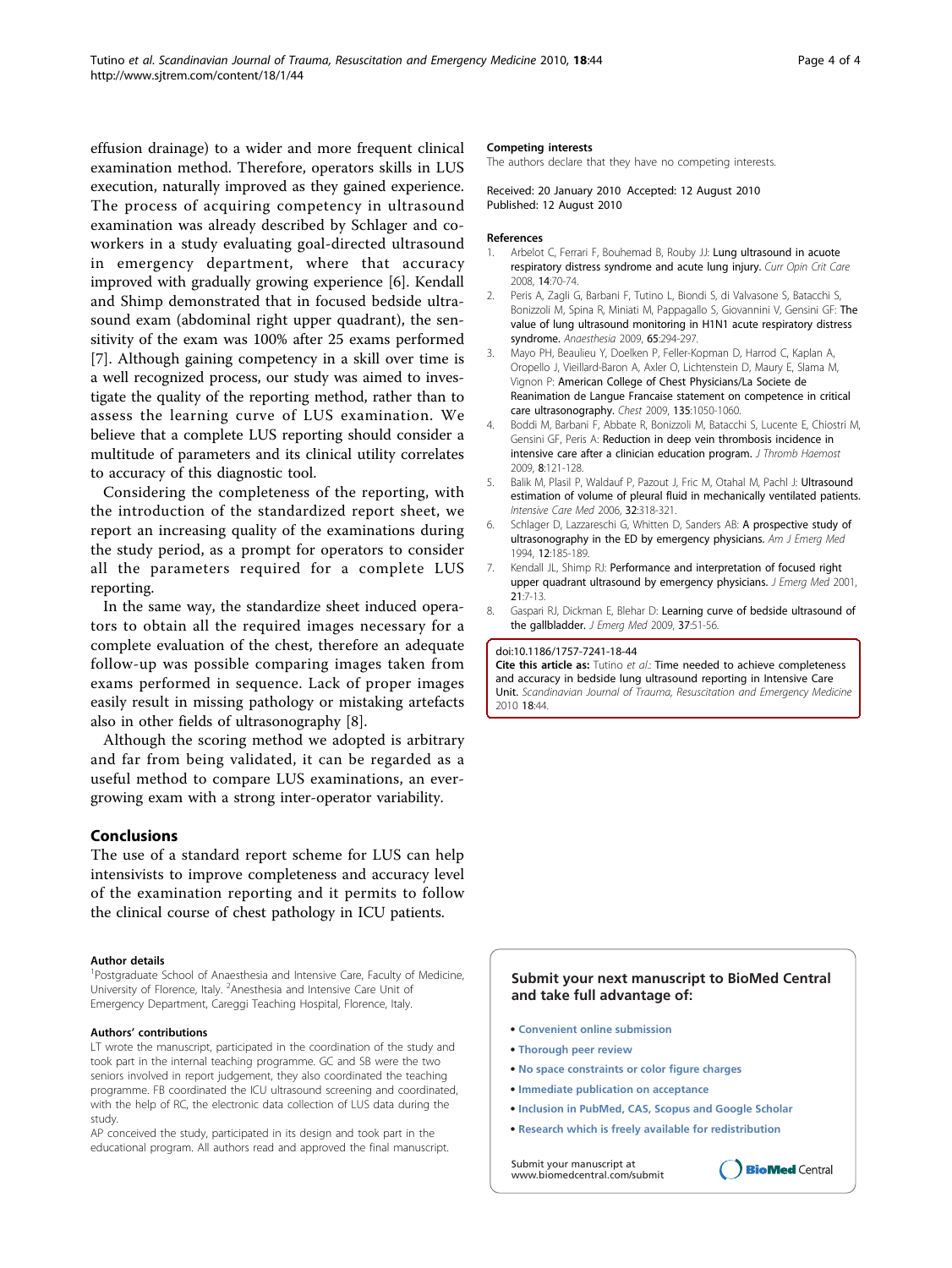effusion drainage) to a wider and more frequent clinical examination method. Therefore, operators skills in LUS execution, naturally improved as they gained experience. The process of acquiring competency in ultrasound examination was already described by Schlager and co-workers in a study evaluating goal-directed ultrasound in emergency department, where that accuracy improved with gradually growing experience [6]. Kendall and Shimp demonstrated that in focused bedside ultrasound exam (abdominal right upper quadrant), the sensitivity of the exam was 100% after 25 exams performed [7]. Although gaining competency in a skill over time is a well recognized process, our study was aimed to investigate the quality of the reporting method, rather than to assess the learning curve of LUS examination. We believe that a complete LUS reporting should consider a multitude of parameters and its clinical utility correlates to accuracy of this diagnostic tool.

Considering the completeness of the reporting, with the introduction of the standardized report sheet, we report an increasing quality of the examinations during the study period, as a prompt for operators to consider all the parameters required for a complete LUS reporting.

In the same way, the standardize sheet induced operators to obtain all the required images necessary for a complete evaluation of the chest, therefore an adequate follow-up was possible comparing images taken from exams performed in sequence. Lack of proper images easily result in missing pathology or mistaking artefacts also in other fields of ultrasonography [8].

Although the scoring method we adopted is arbitrary and far from being validated, it can be regarded as a useful method to compare LUS examinations, an ever-growing exam with a strong inter-operator variability.

## Conclusions

The use of a standard report scheme for LUS can help intensivists to improve completeness and accuracy level of the examination reporting and it permits to follow the clinical course of chest pathology in ICU patients.

#### Author details

[1]Postgraduate School of Anaesthesia and Intensive Care, Faculty of Medicine, University of Florence, Italy. [2]Anesthesia and Intensive Care Unit of Emergency Department, Careggi Teaching Hospital, Florence, Italy.

#### Authors' contributions

LT wrote the manuscript, participated in the coordination of the study and took part in the internal teaching programme. GC and SB were the two seniors involved in report judgement, they also coordinated the teaching programme. FB coordinated the ICU ultrasound screening and coordinated, with the help of RC, the electronic data collection of LUS data during the study.

AP conceived the study, participated in its design and took part in the educational program. All authors read and approved the final manuscript.

#### Competing interests

The authors declare that they have no competing interests.

Received: 20 January 2010 Accepted: 12 August 2010
Published: 12 August 2010

#### References

1. Arbelot C, Ferrari F, Bouhemad B, Rouby JJ: **Lung ultrasound in acuote respiratory distress syndrome and acute lung injury.** *Curr Opin Crit Care* 2008, **14**:70-74.
2. Peris A, Zagli G, Barbani F, Tutino L, Biondi S, di Valvasone S, Batacchi S, Bonizzoli M, Spina R, Miniati M, Pappagallo S, Giovannini V, Gensini GF: **The value of lung ultrasound monitoring in H1N1 acute respiratory distress syndrome.** *Anaesthesia* 2009, **65**:294-297.
3. Mayo PH, Beaulieu Y, Doelken P, Feller-Kopman D, Harrod C, Kaplan A, Oropello J, Vieillard-Baron A, Axler O, Lichtenstein D, Maury E, Slama M, Vignon P: **American College of Chest Physicians/La Societe de Reanimation de Langue Francaise statement on competence in critical care ultrasonography.** *Chest* 2009, **135**:1050-1060.
4. Boddi M, Barbani F, Abbate R, Bonizzoli M, Batacchi S, Lucente E, Chiostri M, Gensini GF, Peris A: **Reduction in deep vein thrombosis incidence in intensive care after a clinician education program.** *J Thromb Haemost* 2009, **8**:121-128.
5. Balik M, Plasil P, Waldauf P, Pazout J, Fric M, Otahal M, Pachl J: **Ultrasound estimation of volume of pleural fluid in mechanically ventilated patients.** *Intensive Care Med* 2006, **32**:318-321.
6. Schlager D, Lazzareschi G, Whitten D, Sanders AB: **A prospective study of ultrasonography in the ED by emergency physicians.** *Am J Emerg Med* 1994, **12**:185-189.
7. Kendall JL, Shimp RJ: **Performance and interpretation of focused right upper quadrant ultrasound by emergency physicians.** *J Emerg Med* 2001, **21**:7-13.
8. Gaspari RJ, Dickman E, Blehar D: **Learning curve of bedside ultrasound of the gallbladder.** *J Emerg Med* 2009, **37**:51-56.

doi:10.1186/1757-7241-18-44
**Cite this article as:** Tutino *et al.*: Time needed to achieve completeness and accuracy in bedside lung ultrasound reporting in Intensive Care Unit. *Scandinavian Journal of Trauma, Resuscitation and Emergency Medicine* 2010 **18**:44.

**Submit your next manuscript to BioMed Central and take full advantage of:**

- Convenient online submission
- Thorough peer review
- No space constraints or color figure charges
- Immediate publication on acceptance
- Inclusion in PubMed, CAS, Scopus and Google Scholar
- Research which is freely available for redistribution

Submit your manuscript at
www.biomedcentral.com/submit

BioMed Central